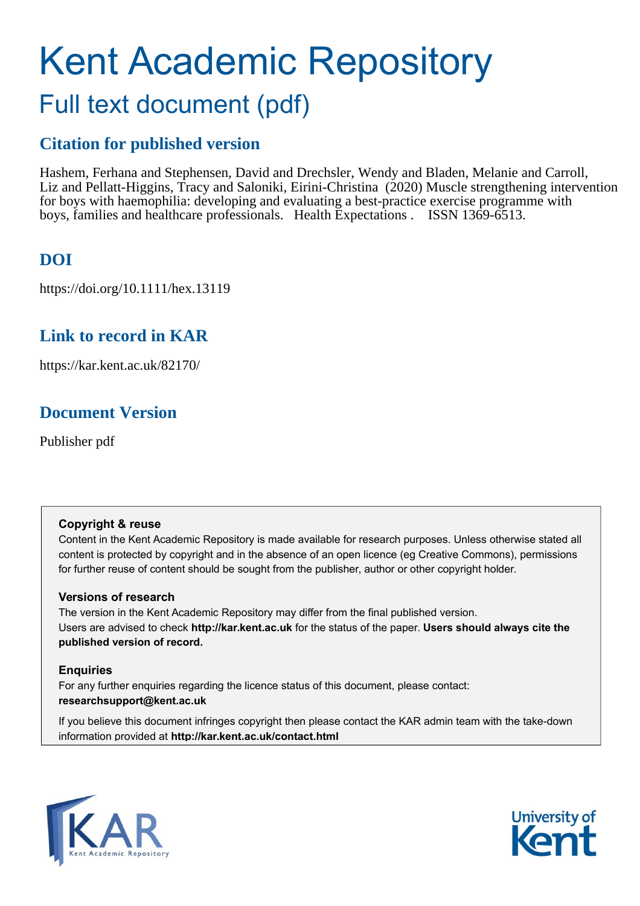# Kent Academic Repository

## Full text document (pdf)

### Citation for published version

Hashem, Ferhana and Stephensen, David and Drechsler, Wendy and Bladen, Melanie and Carroll, Liz and Pellatt-Higgins, Tracy and Saloniki, Eirini-Christina (2020) Muscle strengthening intervention for boys with haemophilia: developing and evaluating a best-practice exercise programme with boys, families and healthcare professionals. Health Expectations . ISSN 1369-6513.

### DOI

https://doi.org/10.1111/hex.13119

### Link to record in KAR

https://kar.kent.ac.uk/82170/

### Document Version

Publisher pdf

**Copyright & reuse**

Content in the Kent Academic Repository is made available for research purposes. Unless otherwise stated all content is protected by copyright and in the absence of an open licence (eg Creative Commons), permissions for further reuse of content should be sought from the publisher, author or other copyright holder.

**Versions of research**

The version in the Kent Academic Repository may differ from the final published version. Users are advised to check **http://kar.kent.ac.uk** for the status of the paper. **Users should always cite the published version of record.**

**Enquiries**

For any further enquiries regarding the licence status of this document, please contact: **researchsupport@kent.ac.uk**

If you believe this document infringes copyright then please contact the KAR admin team with the take-down information provided at **http://kar.kent.ac.uk/contact.html**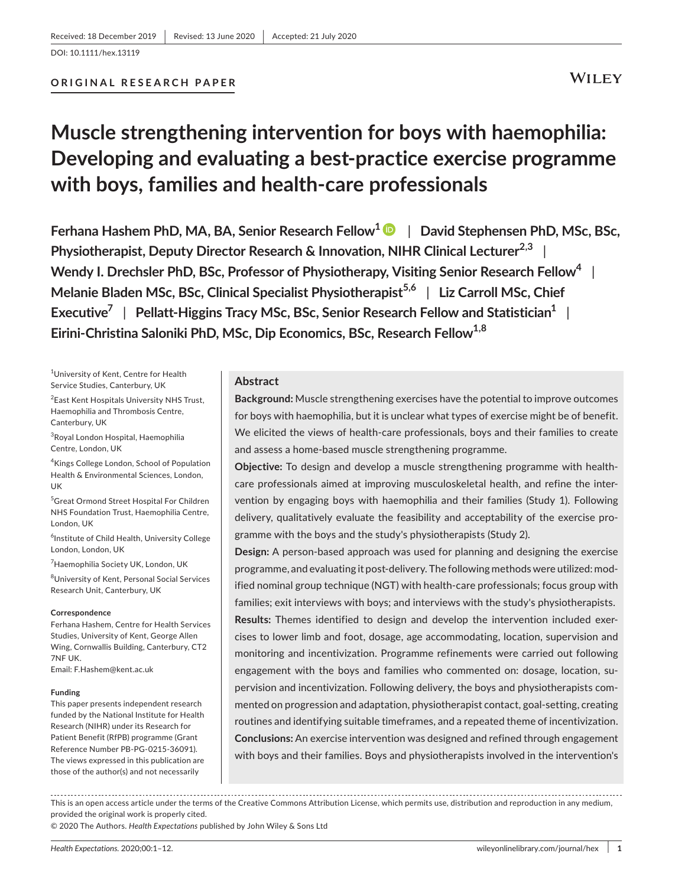Received: 18 December 2019 | Revised: 13 June 2020 | Accepted: 21 July 2020

DOI: 10.1111/hex.13119

**ORIGINAL RESEARCH PAPER**

# Muscle strengthening intervention for boys with haemophilia: Developing and evaluating a best-practice exercise programme with boys, families and health-care professionals

**Ferhana Hashem PhD, MA, BA, Senior Research Fellow[1]** | **David Stephensen PhD, MSc, BSc, Physiotherapist, Deputy Director Research & Innovation, NIHR Clinical Lecturer[2,3]** | **Wendy I. Drechsler PhD, BSc, Professor of Physiotherapy, Visiting Senior Research Fellow[4]** | **Melanie Bladen MSc, BSc, Clinical Specialist Physiotherapist[5,6]** | **Liz Carroll MSc, Chief Executive[7]** | **Pellatt-Higgins Tracy MSc, BSc, Senior Research Fellow and Statistician[1]** | **Eirini-Christina Saloniki PhD, MSc, Dip Economics, BSc, Research Fellow[1,8]**

[1]University of Kent, Centre for Health Service Studies, Canterbury, UK

[2]East Kent Hospitals University NHS Trust, Haemophilia and Thrombosis Centre, Canterbury, UK

[3]Royal London Hospital, Haemophilia Centre, London, UK

[4]Kings College London, School of Population Health & Environmental Sciences, London, UK

[5]Great Ormond Street Hospital For Children NHS Foundation Trust, Haemophilia Centre, London, UK

[6]Institute of Child Health, University College London, London, UK

[7]Haemophilia Society UK, London, UK

[8]University of Kent, Personal Social Services Research Unit, Canterbury, UK

**Correspondence**
Ferhana Hashem, Centre for Health Services Studies, University of Kent, George Allen Wing, Cornwallis Building, Canterbury, CT2 7NF UK.
Email: F.Hashem@kent.ac.uk

**Funding**
This paper presents independent research funded by the National Institute for Health Research (NIHR) under its Research for Patient Benefit (RfPB) programme (Grant Reference Number PB-PG-0215-36091). The views expressed in this publication are those of the author(s) and not necessarily

## Abstract

**Background:** Muscle strengthening exercises have the potential to improve outcomes for boys with haemophilia, but it is unclear what types of exercise might be of benefit. We elicited the views of health-care professionals, boys and their families to create and assess a home-based muscle strengthening programme.

**Objective:** To design and develop a muscle strengthening programme with health-care professionals aimed at improving musculoskeletal health, and refine the intervention by engaging boys with haemophilia and their families (Study 1). Following delivery, qualitatively evaluate the feasibility and acceptability of the exercise programme with the boys and the study's physiotherapists (Study 2).

**Design:** A person-based approach was used for planning and designing the exercise programme, and evaluating it post-delivery. The following methods were utilized: modified nominal group technique (NGT) with health-care professionals; focus group with families; exit interviews with boys; and interviews with the study's physiotherapists.

**Results:** Themes identified to design and develop the intervention included exercises to lower limb and foot, dosage, age accommodating, location, supervision and monitoring and incentivization. Programme refinements were carried out following engagement with the boys and families who commented on: dosage, location, supervision and incentivization. Following delivery, the boys and physiotherapists commented on progression and adaptation, physiotherapist contact, goal-setting, creating routines and identifying suitable timeframes, and a repeated theme of incentivization.

**Conclusions:** An exercise intervention was designed and refined through engagement with boys and their families. Boys and physiotherapists involved in the intervention's

This is an open access article under the terms of the Creative Commons Attribution License, which permits use, distribution and reproduction in any medium, provided the original work is properly cited.
© 2020 The Authors. *Health Expectations* published by John Wiley & Sons Ltd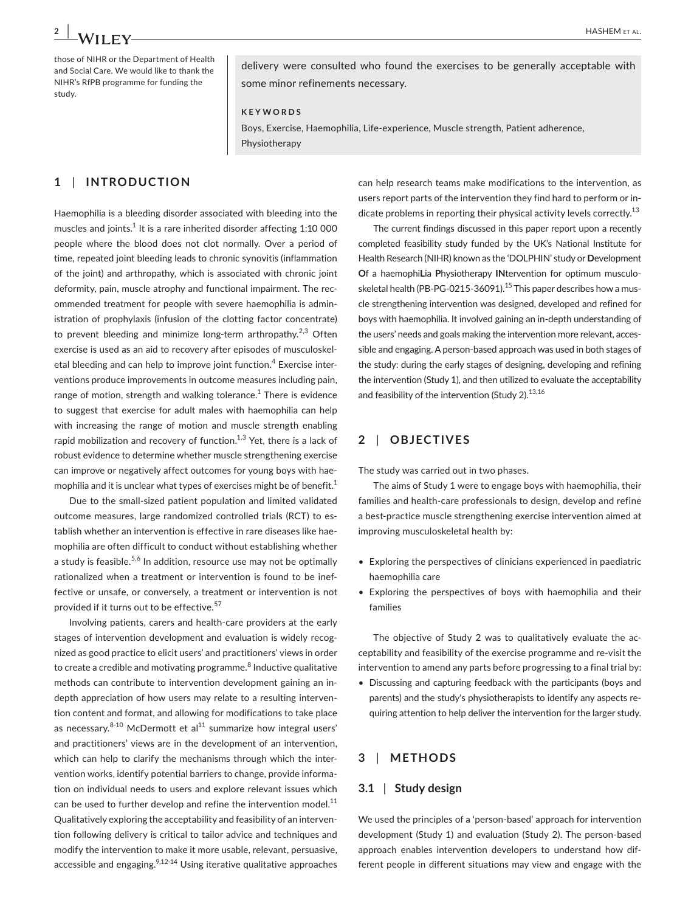those of NIHR or the Department of Health and Social Care. We would like to thank the NIHR's RfPB programme for funding the study.

delivery were consulted who found the exercises to be generally acceptable with some minor refinements necessary.

**KEYWORDS**

Boys, Exercise, Haemophilia, Life-experience, Muscle strength, Patient adherence, Physiotherapy

## 1 | INTRODUCTION

Haemophilia is a bleeding disorder associated with bleeding into the muscles and joints.[1] It is a rare inherited disorder affecting 1:10 000 people where the blood does not clot normally. Over a period of time, repeated joint bleeding leads to chronic synovitis (inflammation of the joint) and arthropathy, which is associated with chronic joint deformity, pain, muscle atrophy and functional impairment. The recommended treatment for people with severe haemophilia is administration of prophylaxis (infusion of the clotting factor concentrate) to prevent bleeding and minimize long-term arthropathy.[2,3] Often exercise is used as an aid to recovery after episodes of musculoskeletal bleeding and can help to improve joint function.[4] Exercise interventions produce improvements in outcome measures including pain, range of motion, strength and walking tolerance.[1] There is evidence to suggest that exercise for adult males with haemophilia can help with increasing the range of motion and muscle strength enabling rapid mobilization and recovery of function.[1,3] Yet, there is a lack of robust evidence to determine whether muscle strengthening exercise can improve or negatively affect outcomes for young boys with haemophilia and it is unclear what types of exercises might be of benefit.[1]

Due to the small-sized patient population and limited validated outcome measures, large randomized controlled trials (RCT) to establish whether an intervention is effective in rare diseases like haemophilia are often difficult to conduct without establishing whether a study is feasible.[5,6] In addition, resource use may not be optimally rationalized when a treatment or intervention is found to be ineffective or unsafe, or conversely, a treatment or intervention is not provided if it turns out to be effective.[57]

Involving patients, carers and health-care providers at the early stages of intervention development and evaluation is widely recognized as good practice to elicit users' and practitioners' views in order to create a credible and motivating programme.[8] Inductive qualitative methods can contribute to intervention development gaining an in-depth appreciation of how users may relate to a resulting intervention content and format, and allowing for modifications to take place as necessary.[8-10] McDermott et al[11] summarize how integral users' and practitioners' views are in the development of an intervention, which can help to clarify the mechanisms through which the intervention works, identify potential barriers to change, provide information on individual needs to users and explore relevant issues which can be used to further develop and refine the intervention model.[11] Qualitatively exploring the acceptability and feasibility of an intervention following delivery is critical to tailor advice and techniques and modify the intervention to make it more usable, relevant, persuasive, accessible and engaging.[9,12-14] Using iterative qualitative approaches can help research teams make modifications to the intervention, as users report parts of the intervention they find hard to perform or indicate problems in reporting their physical activity levels correctly.[13]

The current findings discussed in this paper report upon a recently completed feasibility study funded by the UK's National Institute for Health Research (NIHR) known as the 'DOLPHIN' study or **D**evelopment **O**f a haemophi**L**ia **P**hysiotherapy **IN**tervention for optimum musculoskeletal health (PB-PG-0215-36091).[15] This paper describes how a muscle strengthening intervention was designed, developed and refined for boys with haemophilia. It involved gaining an in-depth understanding of the users' needs and goals making the intervention more relevant, accessible and engaging. A person-based approach was used in both stages of the study: during the early stages of designing, developing and refining the intervention (Study 1), and then utilized to evaluate the acceptability and feasibility of the intervention (Study 2).[13,16]

## 2 | OBJECTIVES

The study was carried out in two phases.

The aims of Study 1 were to engage boys with haemophilia, their families and health-care professionals to design, develop and refine a best-practice muscle strengthening exercise intervention aimed at improving musculoskeletal health by:

- Exploring the perspectives of clinicians experienced in paediatric haemophilia care
- Exploring the perspectives of boys with haemophilia and their families

The objective of Study 2 was to qualitatively evaluate the acceptability and feasibility of the exercise programme and re-visit the intervention to amend any parts before progressing to a final trial by:

- Discussing and capturing feedback with the participants (boys and parents) and the study's physiotherapists to identify any aspects requiring attention to help deliver the intervention for the larger study.

## 3 | METHODS

### 3.1 | Study design

We used the principles of a 'person-based' approach for intervention development (Study 1) and evaluation (Study 2). The person-based approach enables intervention developers to understand how different people in different situations may view and engage with the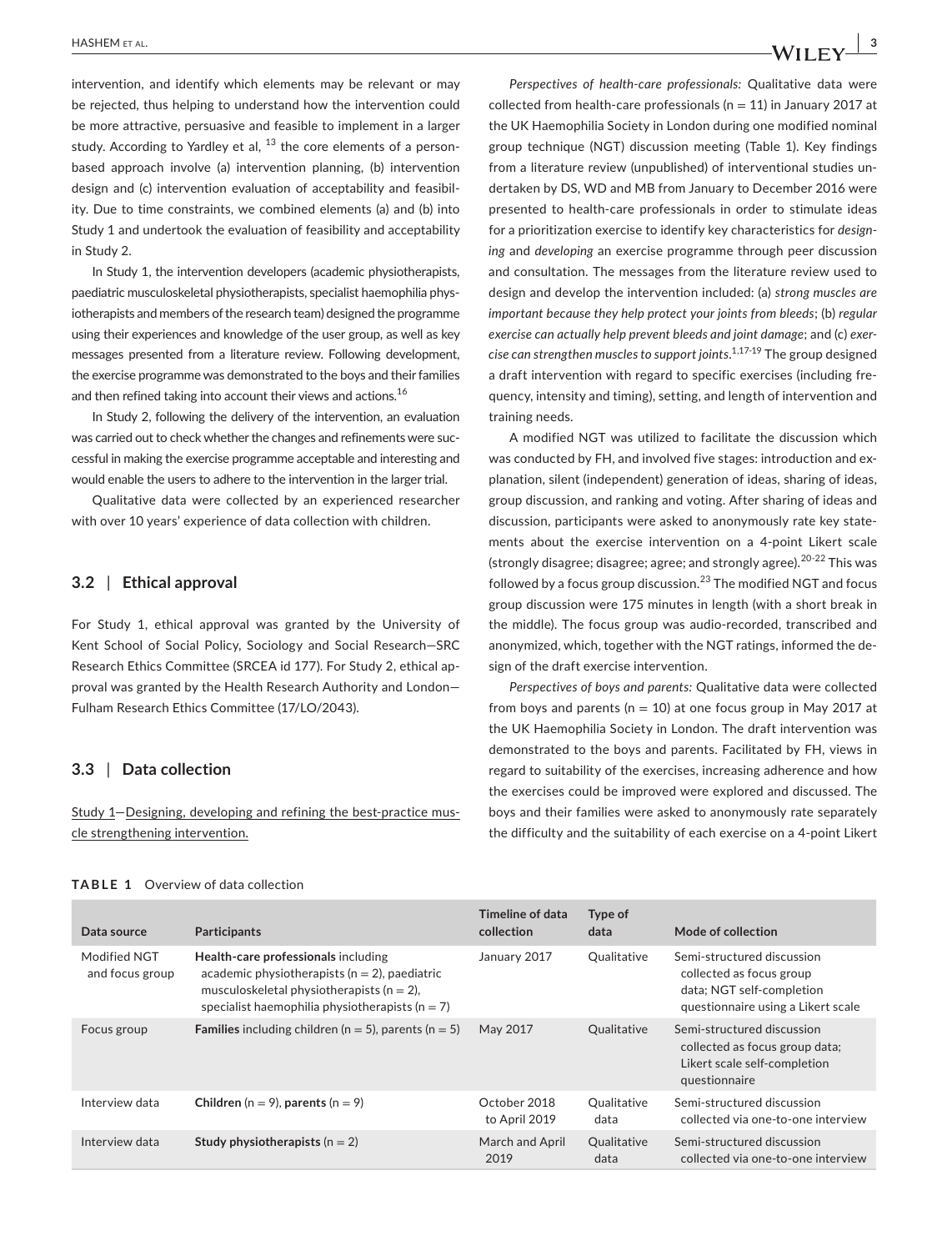intervention, and identify which elements may be relevant or may be rejected, thus helping to understand how the intervention could be more attractive, persuasive and feasible to implement in a larger study. According to Yardley et al, [13] the core elements of a person-based approach involve (a) intervention planning, (b) intervention design and (c) intervention evaluation of acceptability and feasibility. Due to time constraints, we combined elements (a) and (b) into Study 1 and undertook the evaluation of feasibility and acceptability in Study 2.

In Study 1, the intervention developers (academic physiotherapists, paediatric musculoskeletal physiotherapists, specialist haemophilia physiotherapists and members of the research team) designed the programme using their experiences and knowledge of the user group, as well as key messages presented from a literature review. Following development, the exercise programme was demonstrated to the boys and their families and then refined taking into account their views and actions.[16]

In Study 2, following the delivery of the intervention, an evaluation was carried out to check whether the changes and refinements were successful in making the exercise programme acceptable and interesting and would enable the users to adhere to the intervention in the larger trial.

Qualitative data were collected by an experienced researcher with over 10 years' experience of data collection with children.

### 3.2 | Ethical approval

For Study 1, ethical approval was granted by the University of Kent School of Social Policy, Sociology and Social Research—SRC Research Ethics Committee (SRCEA id 177). For Study 2, ethical approval was granted by the Health Research Authority and London—Fulham Research Ethics Committee (17/LO/2043).

### 3.3 | Data collection

Study 1—Designing, developing and refining the best-practice muscle strengthening intervention.

*Perspectives of health-care professionals:* Qualitative data were collected from health-care professionals (n = 11) in January 2017 at the UK Haemophilia Society in London during one modified nominal group technique (NGT) discussion meeting (Table 1). Key findings from a literature review (unpublished) of interventional studies undertaken by DS, WD and MB from January to December 2016 were presented to health-care professionals in order to stimulate ideas for a prioritization exercise to identify key characteristics for *designing* and *developing* an exercise programme through peer discussion and consultation. The messages from the literature review used to design and develop the intervention included: (a) *strong muscles are important because they help protect your joints from bleeds*; (b) *regular exercise can actually help prevent bleeds and joint damage*; and (c) *exercise can strengthen muscles to support joints*.[1,17-19] The group designed a draft intervention with regard to specific exercises (including frequency, intensity and timing), setting, and length of intervention and training needs.

A modified NGT was utilized to facilitate the discussion which was conducted by FH, and involved five stages: introduction and explanation, silent (independent) generation of ideas, sharing of ideas, group discussion, and ranking and voting. After sharing of ideas and discussion, participants were asked to anonymously rate key statements about the exercise intervention on a 4-point Likert scale (strongly disagree; disagree; agree; and strongly agree).[20-22] This was followed by a focus group discussion.[23] The modified NGT and focus group discussion were 175 minutes in length (with a short break in the middle). The focus group was audio-recorded, transcribed and anonymized, which, together with the NGT ratings, informed the design of the draft exercise intervention.

*Perspectives of boys and parents:* Qualitative data were collected from boys and parents (n = 10) at one focus group in May 2017 at the UK Haemophilia Society in London. The draft intervention was demonstrated to the boys and parents. Facilitated by FH, views in regard to suitability of the exercises, increasing adherence and how the exercises could be improved were explored and discussed. The boys and their families were asked to anonymously rate separately the difficulty and the suitability of each exercise on a 4-point Likert

**TABLE 1** Overview of data collection

| Data source | Participants | Timeline of data collection | Type of data | Mode of collection |
|---|---|---|---|---|
| Modified NGT and focus group | **Health-care professionals** including academic physiotherapists (n = 2), paediatric musculoskeletal physiotherapists (n = 2), specialist haemophilia physiotherapists (n = 7) | January 2017 | Qualitative | Semi-structured discussion collected as focus group data; NGT self-completion questionnaire using a Likert scale |
| Focus group | **Families** including children (n = 5), parents (n = 5) | May 2017 | Qualitative | Semi-structured discussion collected as focus group data; Likert scale self-completion questionnaire |
| Interview data | **Children** (n = 9), **parents** (n = 9) | October 2018 to April 2019 | Qualitative data | Semi-structured discussion collected via one-to-one interview |
| Interview data | **Study physiotherapists** (n = 2) | March and April 2019 | Qualitative data | Semi-structured discussion collected via one-to-one interview |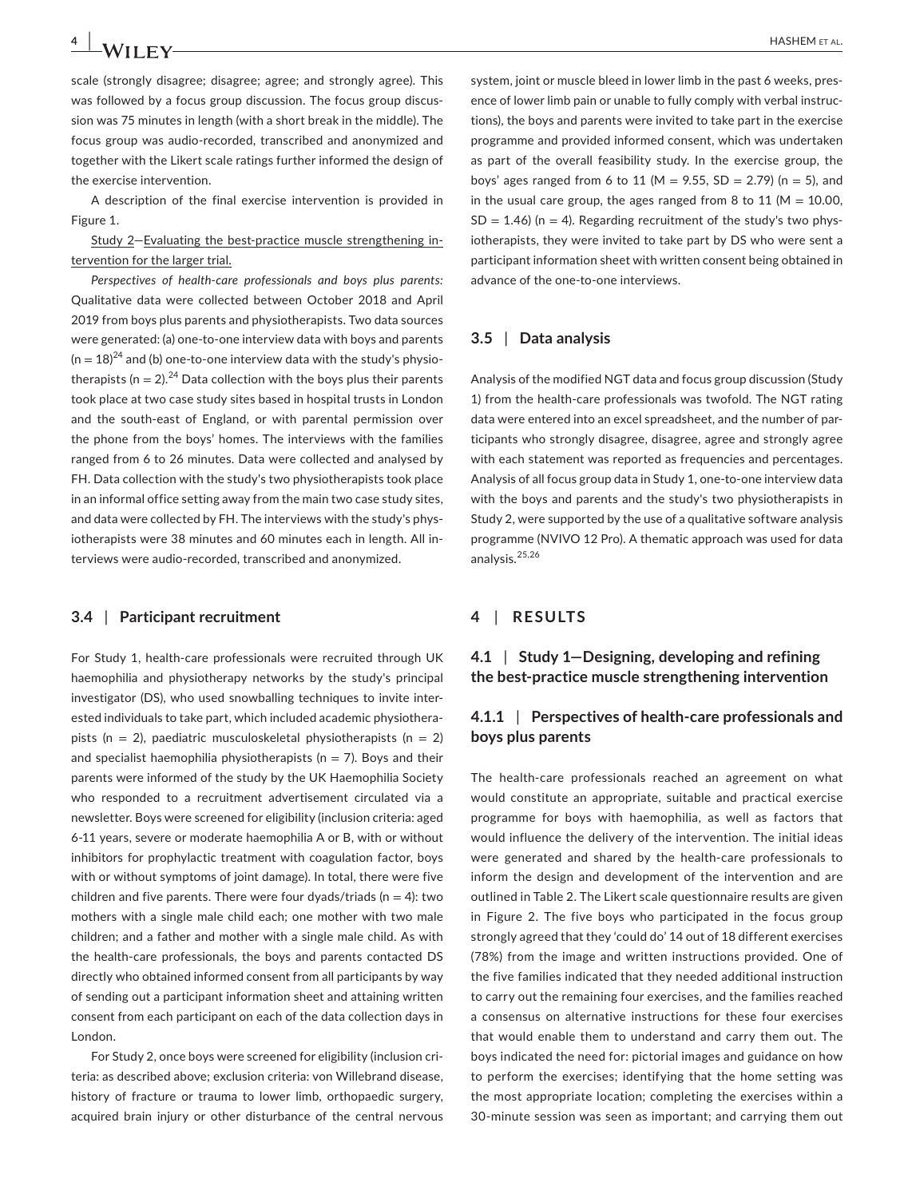scale (strongly disagree; disagree; agree; and strongly agree). This was followed by a focus group discussion. The focus group discussion was 75 minutes in length (with a short break in the middle). The focus group was audio-recorded, transcribed and anonymized and together with the Likert scale ratings further informed the design of the exercise intervention.

A description of the final exercise intervention is provided in Figure 1.

Study 2—Evaluating the best-practice muscle strengthening intervention for the larger trial.

*Perspectives of health-care professionals and boys plus parents:* Qualitative data were collected between October 2018 and April 2019 from boys plus parents and physiotherapists. Two data sources were generated: (a) one-to-one interview data with boys and parents (n = 18)[24] and (b) one-to-one interview data with the study's physiotherapists (n = 2).[24] Data collection with the boys plus their parents took place at two case study sites based in hospital trusts in London and the south-east of England, or with parental permission over the phone from the boys' homes. The interviews with the families ranged from 6 to 26 minutes. Data were collected and analysed by FH. Data collection with the study's two physiotherapists took place in an informal office setting away from the main two case study sites, and data were collected by FH. The interviews with the study's physiotherapists were 38 minutes and 60 minutes each in length. All interviews were audio-recorded, transcribed and anonymized.

### 3.4 | Participant recruitment

For Study 1, health-care professionals were recruited through UK haemophilia and physiotherapy networks by the study's principal investigator (DS), who used snowballing techniques to invite interested individuals to take part, which included academic physiotherapists (n = 2), paediatric musculoskeletal physiotherapists (n = 2) and specialist haemophilia physiotherapists (n = 7). Boys and their parents were informed of the study by the UK Haemophilia Society who responded to a recruitment advertisement circulated via a newsletter. Boys were screened for eligibility (inclusion criteria: aged 6-11 years, severe or moderate haemophilia A or B, with or without inhibitors for prophylactic treatment with coagulation factor, boys with or without symptoms of joint damage). In total, there were five children and five parents. There were four dyads/triads (n = 4): two mothers with a single male child each; one mother with two male children; and a father and mother with a single male child. As with the health-care professionals, the boys and parents contacted DS directly who obtained informed consent from all participants by way of sending out a participant information sheet and attaining written consent from each participant on each of the data collection days in London.

For Study 2, once boys were screened for eligibility (inclusion criteria: as described above; exclusion criteria: von Willebrand disease, history of fracture or trauma to lower limb, orthopaedic surgery, acquired brain injury or other disturbance of the central nervous system, joint or muscle bleed in lower limb in the past 6 weeks, presence of lower limb pain or unable to fully comply with verbal instructions), the boys and parents were invited to take part in the exercise programme and provided informed consent, which was undertaken as part of the overall feasibility study. In the exercise group, the boys' ages ranged from 6 to 11 (M = 9.55, SD = 2.79) (n = 5), and in the usual care group, the ages ranged from 8 to 11 (M = 10.00, SD = 1.46) (n = 4). Regarding recruitment of the study's two physiotherapists, they were invited to take part by DS who were sent a participant information sheet with written consent being obtained in advance of the one-to-one interviews.

### 3.5 | Data analysis

Analysis of the modified NGT data and focus group discussion (Study 1) from the health-care professionals was twofold. The NGT rating data were entered into an excel spreadsheet, and the number of participants who strongly disagree, disagree, agree and strongly agree with each statement was reported as frequencies and percentages. Analysis of all focus group data in Study 1, one-to-one interview data with the boys and parents and the study's two physiotherapists in Study 2, were supported by the use of a qualitative software analysis programme (NVIVO 12 Pro). A thematic approach was used for data analysis.[25,26]

## 4 | RESULTS

### 4.1 | Study 1—Designing, developing and refining the best-practice muscle strengthening intervention

#### 4.1.1 | Perspectives of health-care professionals and boys plus parents

The health-care professionals reached an agreement on what would constitute an appropriate, suitable and practical exercise programme for boys with haemophilia, as well as factors that would influence the delivery of the intervention. The initial ideas were generated and shared by the health-care professionals to inform the design and development of the intervention and are outlined in Table 2. The Likert scale questionnaire results are given in Figure 2. The five boys who participated in the focus group strongly agreed that they 'could do' 14 out of 18 different exercises (78%) from the image and written instructions provided. One of the five families indicated that they needed additional instruction to carry out the remaining four exercises, and the families reached a consensus on alternative instructions for these four exercises that would enable them to understand and carry them out. The boys indicated the need for: pictorial images and guidance on how to perform the exercises; identifying that the home setting was the most appropriate location; completing the exercises within a 30-minute session was seen as important; and carrying them out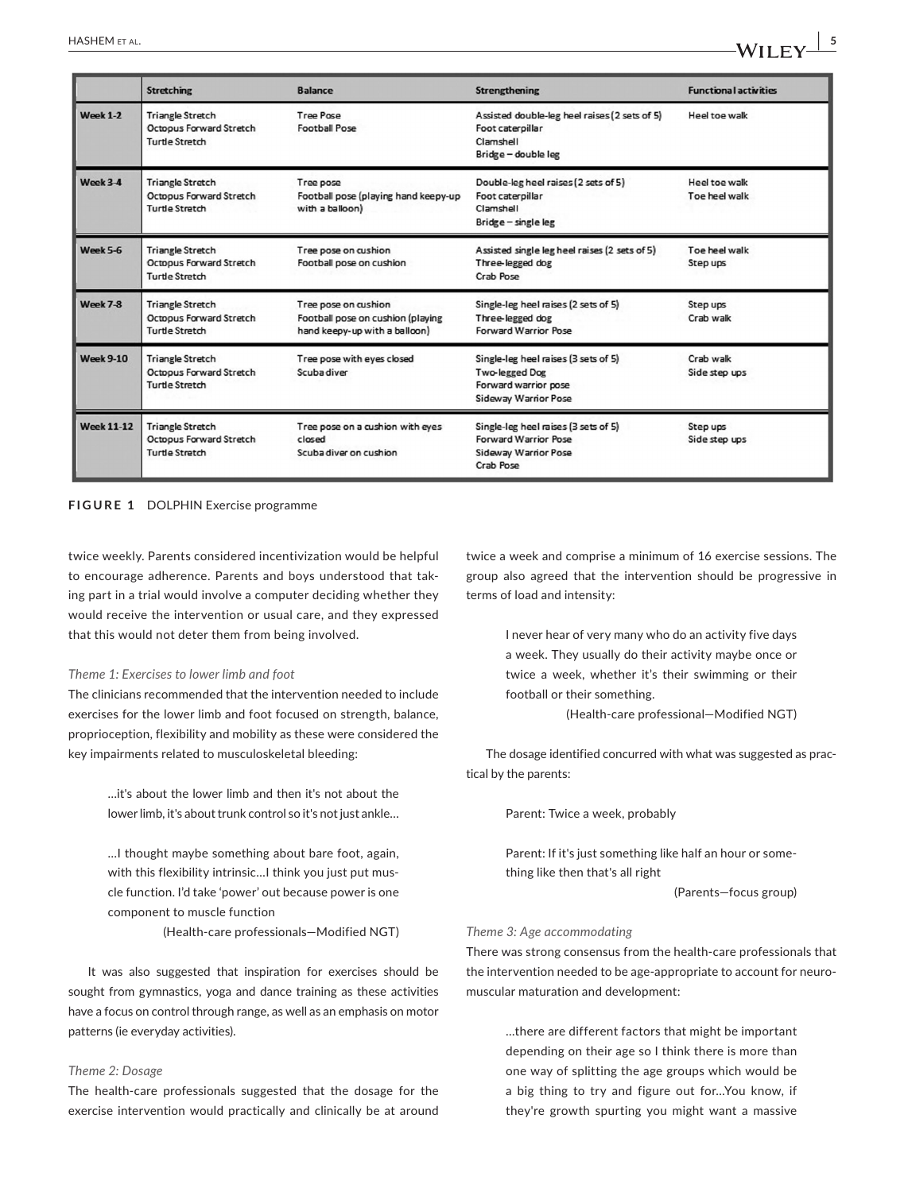| | Stretching | Balance | Strengthening | Functional activities |
|---|---|---|---|---|
| Week 1-2 | Triangle Stretch<br>Octopus Forward Stretch<br>Turtle Stretch | Tree Pose<br>Football Pose | Assisted double-leg heel raises (2 sets of 5)<br>Foot caterpillar<br>Clamshell<br>Bridge – double leg | Heel toe walk |
| Week 3-4 | Triangle Stretch<br>Octopus Forward Stretch<br>Turtle Stretch | Tree pose<br>Football pose (playing hand keepy-up with a balloon) | Double-leg heel raises (2 sets of 5)<br>Foot caterpillar<br>Clamshell<br>Bridge – single leg | Heel toe walk<br>Toe heel walk |
| Week 5-6 | Triangle Stretch<br>Octopus Forward Stretch<br>Turtle Stretch | Tree pose on cushion<br>Football pose on cushion | Assisted single leg heel raises (2 sets of 5)<br>Three-legged dog<br>Crab Pose | Toe heel walk<br>Step ups |
| Week 7-8 | Triangle Stretch<br>Octopus Forward Stretch<br>Turtle Stretch | Tree pose on cushion<br>Football pose on cushion (playing hand keepy-up with a balloon) | Single-leg heel raises (2 sets of 5)<br>Three-legged dog<br>Forward Warrior Pose | Step ups<br>Crab walk |
| Week 9-10 | Triangle Stretch<br>Octopus Forward Stretch<br>Turtle Stretch | Tree pose with eyes closed<br>Scuba diver | Single-leg heel raises (3 sets of 5)<br>Two-legged Dog<br>Forward warrior pose<br>Sideway Warrior Pose | Crab walk<br>Side step ups |
| Week 11-12 | Triangle Stretch<br>Octopus Forward Stretch<br>Turtle Stretch | Tree pose on a cushion with eyes closed<br>Scuba diver on cushion | Single-leg heel raises (3 sets of 5)<br>Forward Warrior Pose<br>Sideway Warrior Pose<br>Crab Pose | Step ups<br>Side step ups |

**FIGURE 1** DOLPHIN Exercise programme

twice weekly. Parents considered incentivization would be helpful to encourage adherence. Parents and boys understood that taking part in a trial would involve a computer deciding whether they would receive the intervention or usual care, and they expressed that this would not deter them from being involved.

*Theme 1: Exercises to lower limb and foot*

The clinicians recommended that the intervention needed to include exercises for the lower limb and foot focused on strength, balance, proprioception, flexibility and mobility as these were considered the key impairments related to musculoskeletal bleeding:

> …it's about the lower limb and then it's not about the lower limb, it's about trunk control so it's not just ankle…
>
> …I thought maybe something about bare foot, again, with this flexibility intrinsic…I think you just put muscle function. I'd take 'power' out because power is one component to muscle function
>
> (Health-care professionals—Modified NGT)

It was also suggested that inspiration for exercises should be sought from gymnastics, yoga and dance training as these activities have a focus on control through range, as well as an emphasis on motor patterns (ie everyday activities).

*Theme 2: Dosage*

The health-care professionals suggested that the dosage for the exercise intervention would practically and clinically be at around twice a week and comprise a minimum of 16 exercise sessions. The group also agreed that the intervention should be progressive in terms of load and intensity:

> I never hear of very many who do an activity five days a week. They usually do their activity maybe once or twice a week, whether it's their swimming or their football or their something.
>
> (Health-care professional—Modified NGT)

The dosage identified concurred with what was suggested as practical by the parents:

> Parent: Twice a week, probably
>
> Parent: If it's just something like half an hour or something like then that's all right
>
> (Parents—focus group)

*Theme 3: Age accommodating*

There was strong consensus from the health-care professionals that the intervention needed to be age-appropriate to account for neuromuscular maturation and development:

> …there are different factors that might be important depending on their age so I think there is more than one way of splitting the age groups which would be a big thing to try and figure out for…You know, if they're growth spurting you might want a massive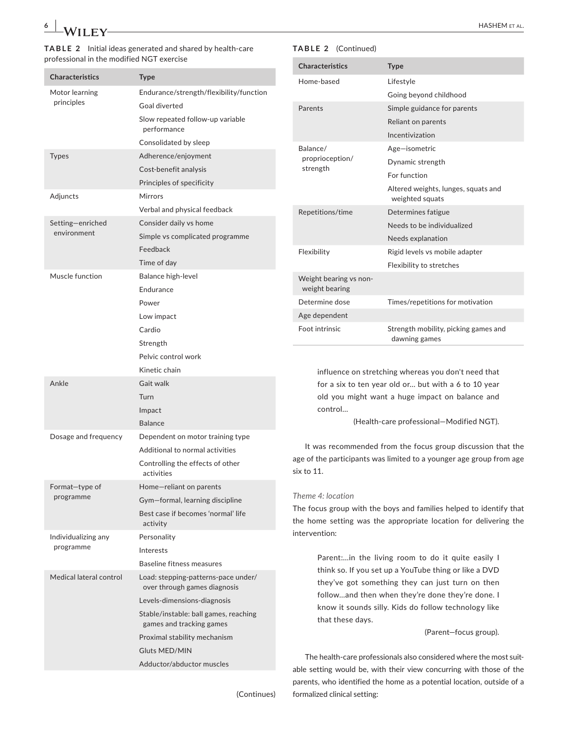**TABLE 2** Initial ideas generated and shared by health-care professional in the modified NGT exercise

| Characteristics | Type |
|---|---|
| Motor learning principles | Endurance/strength/flexibility/function |
| | Goal diverted |
| | Slow repeated follow-up variable performance |
| | Consolidated by sleep |
| Types | Adherence/enjoyment |
| | Cost-benefit analysis |
| | Principles of specificity |
| Adjuncts | Mirrors |
| | Verbal and physical feedback |
| Setting—enriched environment | Consider daily vs home |
| | Simple vs complicated programme |
| | Feedback |
| | Time of day |
| Muscle function | Balance high-level |
| | Endurance |
| | Power |
| | Low impact |
| | Cardio |
| | Strength |
| | Pelvic control work |
| | Kinetic chain |
| Ankle | Gait walk |
| | Turn |
| | Impact |
| | Balance |
| Dosage and frequency | Dependent on motor training type |
| | Additional to normal activities |
| | Controlling the effects of other activities |
| Format—type of programme | Home—reliant on parents |
| | Gym—formal, learning discipline |
| | Best case if becomes 'normal' life activity |
| Individualizing any programme | Personality |
| | Interests |
| | Baseline fitness measures |
| Medical lateral control | Load: stepping-patterns-pace under/over through games diagnosis |
| | Levels-dimensions-diagnosis |
| | Stable/instable: ball games, reaching games and tracking games |
| | Proximal stability mechanism |
| | Gluts MED/MIN |
| | Adductor/abductor muscles |
| Home-based | Lifestyle |
| | Going beyond childhood |
| Parents | Simple guidance for parents |
| | Reliant on parents |
| | Incentivization |
| Balance/proprioception/strength | Age—isometric |
| | Dynamic strength |
| | For function |
| | Altered weights, lunges, squats and weighted squats |
| Repetitions/time | Determines fatigue |
| | Needs to be individualized |
| | Needs explanation |
| Flexibility | Rigid levels vs mobile adapter |
| | Flexibility to stretches |
| Weight bearing vs non-weight bearing | |
| Determine dose | Times/repetitions for motivation |
| Age dependent | |
| Foot intrinsic | Strength mobility, picking games and dawning games |

> influence on stretching whereas you don't need that for a six to ten year old or… but with a 6 to 10 year old you might want a huge impact on balance and control…
>
> (Health-care professional—Modified NGT).

It was recommended from the focus group discussion that the age of the participants was limited to a younger age group from age six to 11.

*Theme 4: location*

The focus group with the boys and families helped to identify that the home setting was the appropriate location for delivering the intervention:

> Parent:…in the living room to do it quite easily I think so. If you set up a YouTube thing or like a DVD they've got something they can just turn on then follow…and then when they're done they're done. I know it sounds silly. Kids do follow technology like that these days.
>
> (Parent—focus group).

The health-care professionals also considered where the most suitable setting would be, with their view concurring with those of the parents, who identified the home as a potential location, outside of a formalized clinical setting: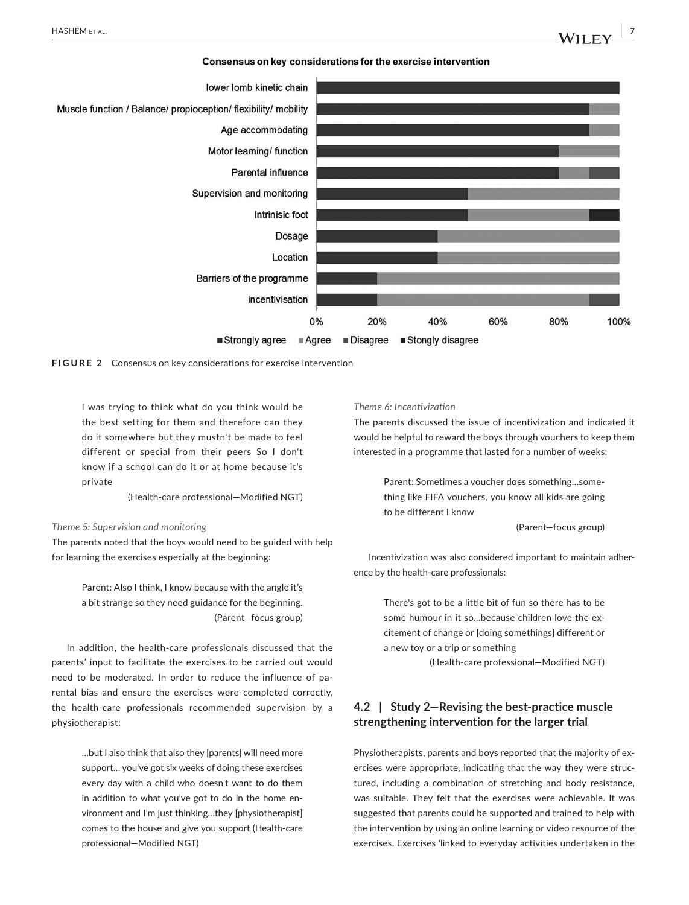**Consensus on key considerations for the exercise intervention**

**FIGURE 2** Consensus on key considerations for exercise intervention

> I was trying to think what do you think would be the best setting for them and therefore can they do it somewhere but they mustn't be made to feel different or special from their peers So I don't know if a school can do it or at home because it's private
>
> (Health-care professional—Modified NGT)

*Theme 5: Supervision and monitoring*

The parents noted that the boys would need to be guided with help for learning the exercises especially at the beginning:

> Parent: Also I think, I know because with the angle it's a bit strange so they need guidance for the beginning.
>
> (Parent—focus group)

In addition, the health-care professionals discussed that the parents' input to facilitate the exercises to be carried out would need to be moderated. In order to reduce the influence of parental bias and ensure the exercises were completed correctly, the health-care professionals recommended supervision by a physiotherapist:

> …but I also think that also they [parents] will need more support… you've got six weeks of doing these exercises every day with a child who doesn't want to do them in addition to what you've got to do in the home environment and I'm just thinking…they [physiotherapist] comes to the house and give you support (Health-care professional—Modified NGT)

*Theme 6: Incentivization*

The parents discussed the issue of incentivization and indicated it would be helpful to reward the boys through vouchers to keep them interested in a programme that lasted for a number of weeks:

> Parent: Sometimes a voucher does something…something like FIFA vouchers, you know all kids are going to be different I know
>
> (Parent—focus group)

Incentivization was also considered important to maintain adherence by the health-care professionals:

> There's got to be a little bit of fun so there has to be some humour in it so…because children love the excitement of change or [doing somethings] different or a new toy or a trip or something
>
> (Health-care professional—Modified NGT)

### 4.2 | Study 2—Revising the best-practice muscle strengthening intervention for the larger trial

Physiotherapists, parents and boys reported that the majority of exercises were appropriate, indicating that the way they were structured, including a combination of stretching and body resistance, was suitable. They felt that the exercises were achievable. It was suggested that parents could be supported and trained to help with the intervention by using an online learning or video resource of the exercises. Exercises 'linked to everyday activities undertaken in the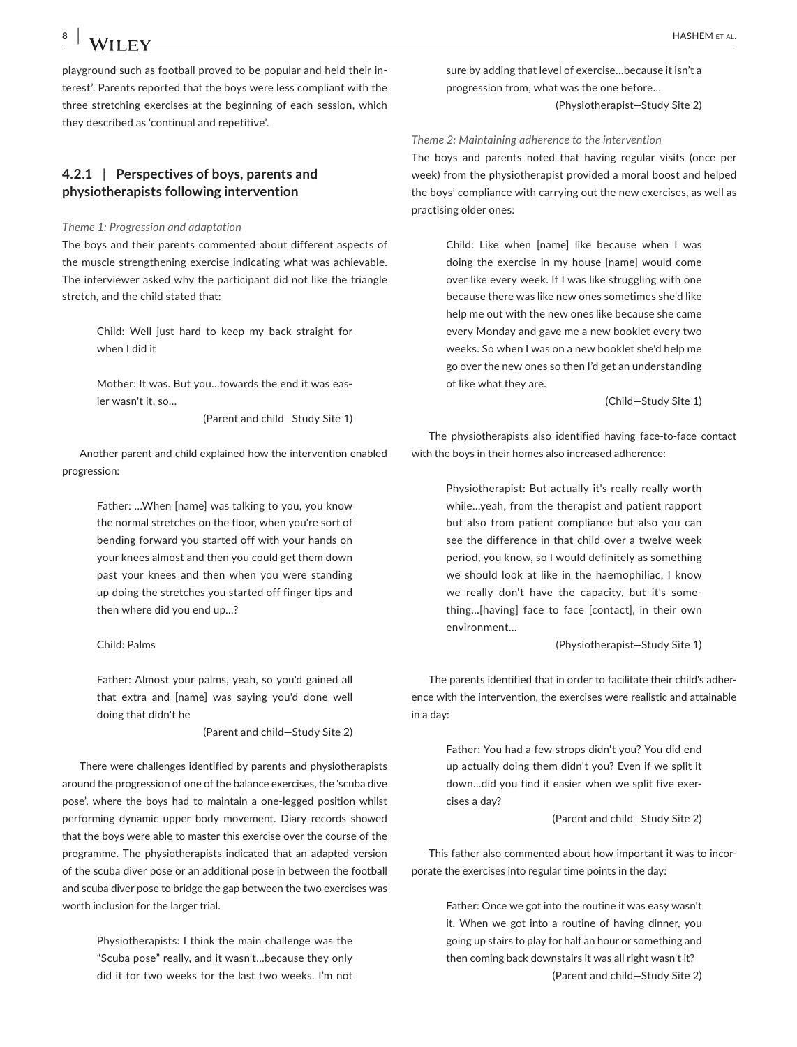playground such as football proved to be popular and held their interest'. Parents reported that the boys were less compliant with the three stretching exercises at the beginning of each session, which they described as 'continual and repetitive'.

### 4.2.1 | Perspectives of boys, parents and physiotherapists following intervention

*Theme 1: Progression and adaptation*

The boys and their parents commented about different aspects of the muscle strengthening exercise indicating what was achievable. The interviewer asked why the participant did not like the triangle stretch, and the child stated that:

> Child: Well just hard to keep my back straight for when I did it
>
> Mother: It was. But you…towards the end it was easier wasn't it, so…
>
> (Parent and child—Study Site 1)

Another parent and child explained how the intervention enabled progression:

> Father: …When [name] was talking to you, you know the normal stretches on the floor, when you're sort of bending forward you started off with your hands on your knees almost and then you could get them down past your knees and then when you were standing up doing the stretches you started off finger tips and then where did you end up…?
>
> Child: Palms
>
> Father: Almost your palms, yeah, so you'd gained all that extra and [name] was saying you'd done well doing that didn't he
>
> (Parent and child—Study Site 2)

There were challenges identified by parents and physiotherapists around the progression of one of the balance exercises, the 'scuba dive pose', where the boys had to maintain a one-legged position whilst performing dynamic upper body movement. Diary records showed that the boys were able to master this exercise over the course of the programme. The physiotherapists indicated that an adapted version of the scuba diver pose or an additional pose in between the football and scuba diver pose to bridge the gap between the two exercises was worth inclusion for the larger trial.

> Physiotherapists: I think the main challenge was the "Scuba pose" really, and it wasn't…because they only did it for two weeks for the last two weeks. I'm not sure by adding that level of exercise…because it isn't a progression from, what was the one before…
>
> (Physiotherapist—Study Site 2)

*Theme 2: Maintaining adherence to the intervention*

The boys and parents noted that having regular visits (once per week) from the physiotherapist provided a moral boost and helped the boys' compliance with carrying out the new exercises, as well as practising older ones:

> Child: Like when [name] like because when I was doing the exercise in my house [name] would come over like every week. If I was like struggling with one because there was like new ones sometimes she'd like help me out with the new ones like because she came every Monday and gave me a new booklet every two weeks. So when I was on a new booklet she'd help me go over the new ones so then I'd get an understanding of like what they are.
>
> (Child—Study Site 1)

The physiotherapists also identified having face-to-face contact with the boys in their homes also increased adherence:

> Physiotherapist: But actually it's really really worth while…yeah, from the therapist and patient rapport but also from patient compliance but also you can see the difference in that child over a twelve week period, you know, so I would definitely as something we should look at like in the haemophiliac, I know we really don't have the capacity, but it's something…[having] face to face [contact], in their own environment…
>
> (Physiotherapist—Study Site 1)

The parents identified that in order to facilitate their child's adherence with the intervention, the exercises were realistic and attainable in a day:

> Father: You had a few strops didn't you? You did end up actually doing them didn't you? Even if we split it down…did you find it easier when we split five exercises a day?
>
> (Parent and child—Study Site 2)

This father also commented about how important it was to incorporate the exercises into regular time points in the day:

> Father: Once we got into the routine it was easy wasn't it. When we got into a routine of having dinner, you going up stairs to play for half an hour or something and then coming back downstairs it was all right wasn't it?
>
> (Parent and child—Study Site 2)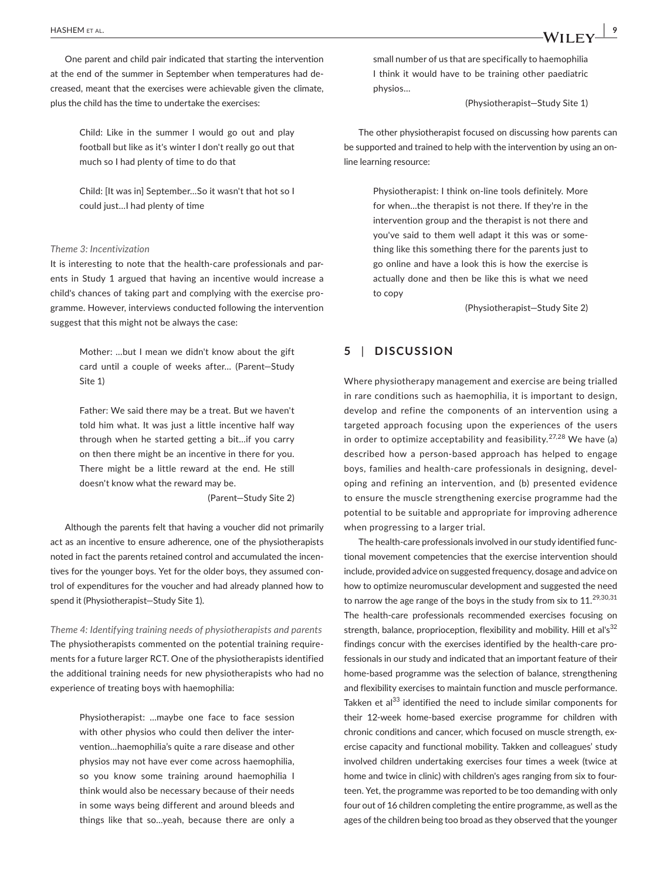One parent and child pair indicated that starting the intervention at the end of the summer in September when temperatures had decreased, meant that the exercises were achievable given the climate, plus the child has the time to undertake the exercises:

> Child: Like in the summer I would go out and play football but like as it's winter I don't really go out that much so I had plenty of time to do that

> Child: [It was in] September…So it wasn't that hot so I could just…I had plenty of time

*Theme 3: Incentivization*

It is interesting to note that the health-care professionals and parents in Study 1 argued that having an incentive would increase a child's chances of taking part and complying with the exercise programme. However, interviews conducted following the intervention suggest that this might not be always the case:

> Mother: …but I mean we didn't know about the gift card until a couple of weeks after… (Parent—Study Site 1)

> Father: We said there may be a treat. But we haven't told him what. It was just a little incentive half way through when he started getting a bit…if you carry on then there might be an incentive in there for you. There might be a little reward at the end. He still doesn't know what the reward may be.
>
> (Parent—Study Site 2)

Although the parents felt that having a voucher did not primarily act as an incentive to ensure adherence, one of the physiotherapists noted in fact the parents retained control and accumulated the incentives for the younger boys. Yet for the older boys, they assumed control of expenditures for the voucher and had already planned how to spend it (Physiotherapist—Study Site 1).

*Theme 4: Identifying training needs of physiotherapists and parents*

The physiotherapists commented on the potential training requirements for a future larger RCT. One of the physiotherapists identified the additional training needs for new physiotherapists who had no experience of treating boys with haemophilia:

> Physiotherapist: …maybe one face to face session with other physios who could then deliver the intervention…haemophilia's quite a rare disease and other physios may not have ever come across haemophilia, so you know some training around haemophilia I think would also be necessary because of their needs in some ways being different and around bleeds and things like that so…yeah, because there are only a small number of us that are specifically to haemophilia I think it would have to be training other paediatric physios…
>
> (Physiotherapist—Study Site 1)

The other physiotherapist focused on discussing how parents can be supported and trained to help with the intervention by using an online learning resource:

> Physiotherapist: I think on-line tools definitely. More for when…the therapist is not there. If they're in the intervention group and the therapist is not there and you've said to them well adapt it this was or something like this something there for the parents just to go online and have a look this is how the exercise is actually done and then be like this is what we need to copy
>
> (Physiotherapist—Study Site 2)

## 5 | DISCUSSION

Where physiotherapy management and exercise are being trialled in rare conditions such as haemophilia, it is important to design, develop and refine the components of an intervention using a targeted approach focusing upon the experiences of the users in order to optimize acceptability and feasibility.[27,28] We have (a) described how a person-based approach has helped to engage boys, families and health-care professionals in designing, developing and refining an intervention, and (b) presented evidence to ensure the muscle strengthening exercise programme had the potential to be suitable and appropriate for improving adherence when progressing to a larger trial.

The health-care professionals involved in our study identified functional movement competencies that the exercise intervention should include, provided advice on suggested frequency, dosage and advice on how to optimize neuromuscular development and suggested the need to narrow the age range of the boys in the study from six to 11.[29,30,31] The health-care professionals recommended exercises focusing on strength, balance, proprioception, flexibility and mobility. Hill et al's[32] findings concur with the exercises identified by the health-care professionals in our study and indicated that an important feature of their home-based programme was the selection of balance, strengthening and flexibility exercises to maintain function and muscle performance. Takken et al[33] identified the need to include similar components for their 12-week home-based exercise programme for children with chronic conditions and cancer, which focused on muscle strength, exercise capacity and functional mobility. Takken and colleagues' study involved children undertaking exercises four times a week (twice at home and twice in clinic) with children's ages ranging from six to fourteen. Yet, the programme was reported to be too demanding with only four out of 16 children completing the entire programme, as well as the ages of the children being too broad as they observed that the younger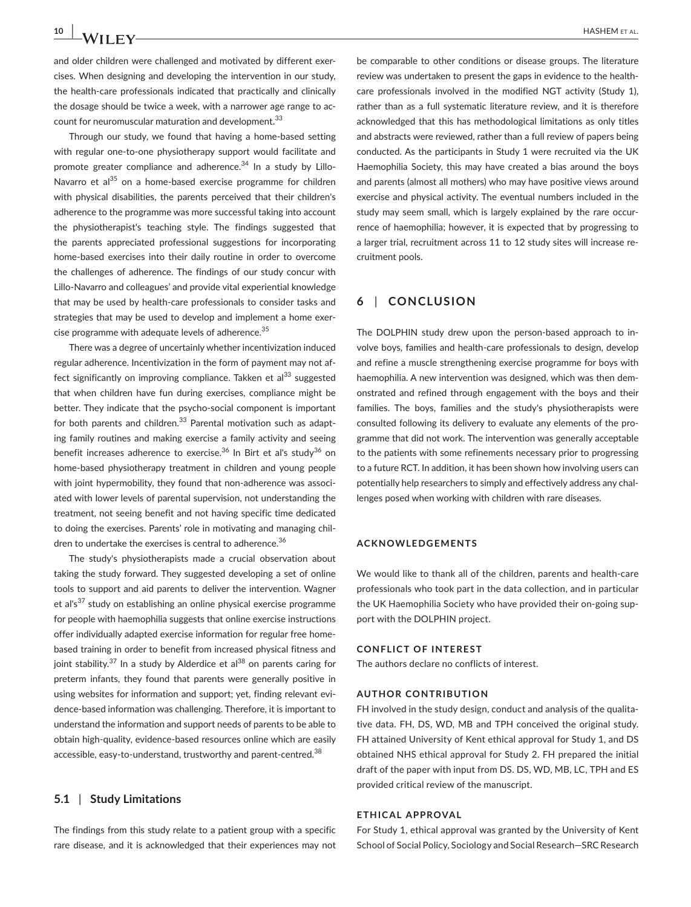and older children were challenged and motivated by different exercises. When designing and developing the intervention in our study, the health-care professionals indicated that practically and clinically the dosage should be twice a week, with a narrower age range to account for neuromuscular maturation and development.[33]

Through our study, we found that having a home-based setting with regular one-to-one physiotherapy support would facilitate and promote greater compliance and adherence.[34] In a study by Lillo-Navarro et al[35] on a home-based exercise programme for children with physical disabilities, the parents perceived that their children's adherence to the programme was more successful taking into account the physiotherapist's teaching style. The findings suggested that the parents appreciated professional suggestions for incorporating home-based exercises into their daily routine in order to overcome the challenges of adherence. The findings of our study concur with Lillo-Navarro and colleagues' and provide vital experiential knowledge that may be used by health-care professionals to consider tasks and strategies that may be used to develop and implement a home exercise programme with adequate levels of adherence.[35]

There was a degree of uncertainly whether incentivization induced regular adherence. Incentivization in the form of payment may not affect significantly on improving compliance. Takken et al[33] suggested that when children have fun during exercises, compliance might be better. They indicate that the psycho-social component is important for both parents and children.[33] Parental motivation such as adapting family routines and making exercise a family activity and seeing benefit increases adherence to exercise.[36] In Birt et al's study[36] on home-based physiotherapy treatment in children and young people with joint hypermobility, they found that non-adherence was associated with lower levels of parental supervision, not understanding the treatment, not seeing benefit and not having specific time dedicated to doing the exercises. Parents' role in motivating and managing children to undertake the exercises is central to adherence.[36]

The study's physiotherapists made a crucial observation about taking the study forward. They suggested developing a set of online tools to support and aid parents to deliver the intervention. Wagner et al's[37] study on establishing an online physical exercise programme for people with haemophilia suggests that online exercise instructions offer individually adapted exercise information for regular free home-based training in order to benefit from increased physical fitness and joint stability.[37] In a study by Alderdice et al[38] on parents caring for preterm infants, they found that parents were generally positive in using websites for information and support; yet, finding relevant evidence-based information was challenging. Therefore, it is important to understand the information and support needs of parents to be able to obtain high-quality, evidence-based resources online which are easily accessible, easy-to-understand, trustworthy and parent-centred.[38]

### 5.1 | Study Limitations

The findings from this study relate to a patient group with a specific rare disease, and it is acknowledged that their experiences may not be comparable to other conditions or disease groups. The literature review was undertaken to present the gaps in evidence to the health-care professionals involved in the modified NGT activity (Study 1), rather than as a full systematic literature review, and it is therefore acknowledged that this has methodological limitations as only titles and abstracts were reviewed, rather than a full review of papers being conducted. As the participants in Study 1 were recruited via the UK Haemophilia Society, this may have created a bias around the boys and parents (almost all mothers) who may have positive views around exercise and physical activity. The eventual numbers included in the study may seem small, which is largely explained by the rare occurrence of haemophilia; however, it is expected that by progressing to a larger trial, recruitment across 11 to 12 study sites will increase recruitment pools.

## 6 | CONCLUSION

The DOLPHIN study drew upon the person-based approach to involve boys, families and health-care professionals to design, develop and refine a muscle strengthening exercise programme for boys with haemophilia. A new intervention was designed, which was then demonstrated and refined through engagement with the boys and their families. The boys, families and the study's physiotherapists were consulted following its delivery to evaluate any elements of the programme that did not work. The intervention was generally acceptable to the patients with some refinements necessary prior to progressing to a future RCT. In addition, it has been shown how involving users can potentially help researchers to simply and effectively address any challenges posed when working with children with rare diseases.

#### ACKNOWLEDGEMENTS

We would like to thank all of the children, parents and health-care professionals who took part in the data collection, and in particular the UK Haemophilia Society who have provided their on-going support with the DOLPHIN project.

#### CONFLICT OF INTEREST

The authors declare no conflicts of interest.

#### AUTHOR CONTRIBUTION

FH involved in the study design, conduct and analysis of the qualitative data. FH, DS, WD, MB and TPH conceived the original study. FH attained University of Kent ethical approval for Study 1, and DS obtained NHS ethical approval for Study 2. FH prepared the initial draft of the paper with input from DS. DS, WD, MB, LC, TPH and ES provided critical review of the manuscript.

#### ETHICAL APPROVAL

For Study 1, ethical approval was granted by the University of Kent School of Social Policy, Sociology and Social Research—SRC Research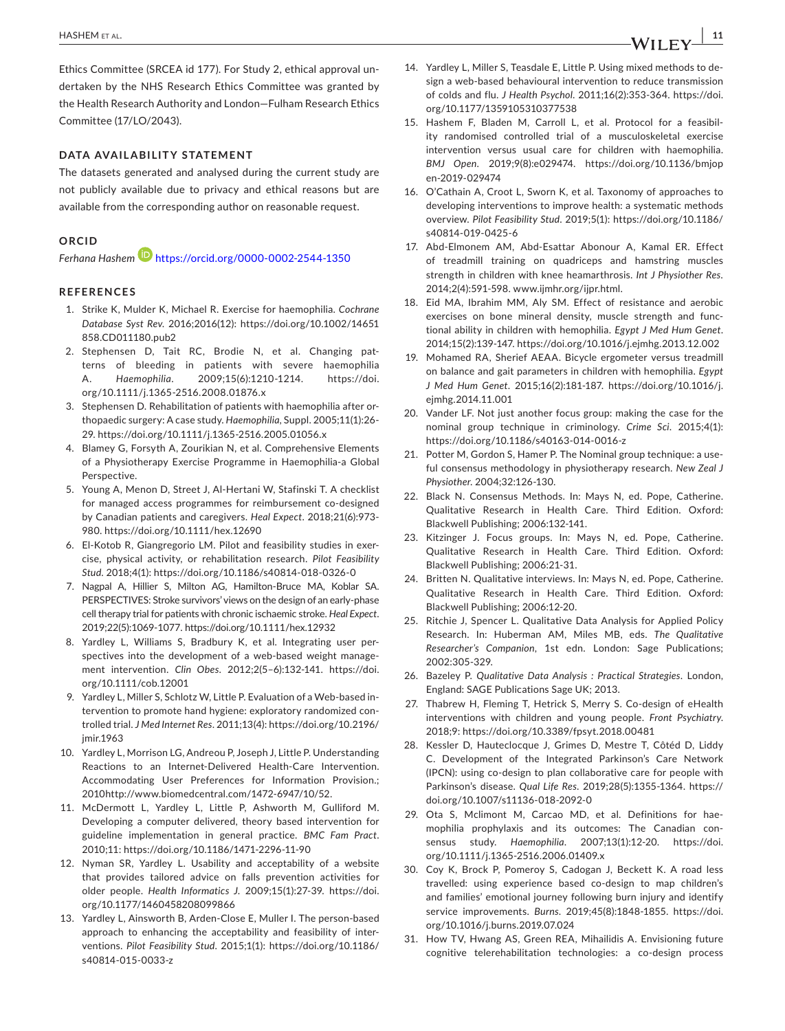Ethics Committee (SRCEA id 177). For Study 2, ethical approval undertaken by the NHS Research Ethics Committee was granted by the Health Research Authority and London—Fulham Research Ethics Committee (17/LO/2043).

## DATA AVAILABILITY STATEMENT

The datasets generated and analysed during the current study are not publicly available due to privacy and ethical reasons but are available from the corresponding author on reasonable request.

## ORCID

*Ferhana Hashem* https://orcid.org/0000-0002-2544-1350

## REFERENCES

1. Strike K, Mulder K, Michael R. Exercise for haemophilia. *Cochrane Database Syst Rev*. 2016;2016(12): https://doi.org/10.1002/14651858.CD011180.pub2
2. Stephensen D, Tait RC, Brodie N, et al. Changing patterns of bleeding in patients with severe haemophilia A. *Haemophilia*. 2009;15(6):1210-1214. https://doi.org/10.1111/j.1365-2516.2008.01876.x
3. Stephensen D. Rehabilitation of patients with haemophilia after orthopaedic surgery: A case study. *Haemophilia*, Suppl. 2005;11(1):26-29. https://doi.org/10.1111/j.1365-2516.2005.01056.x
4. Blamey G, Forsyth A, Zourikian N, et al. Comprehensive Elements of a Physiotherapy Exercise Programme in Haemophilia-a Global Perspective.
5. Young A, Menon D, Street J, Al-Hertani W, Stafinski T. A checklist for managed access programmes for reimbursement co-designed by Canadian patients and caregivers. *Heal Expect*. 2018;21(6):973-980. https://doi.org/10.1111/hex.12690
6. El-Kotob R, Giangregorio LM. Pilot and feasibility studies in exercise, physical activity, or rehabilitation research. *Pilot Feasibility Stud*. 2018;4(1): https://doi.org/10.1186/s40814-018-0326-0
7. Nagpal A, Hillier S, Milton AG, Hamilton-Bruce MA, Koblar SA. PERSPECTIVES: Stroke survivors' views on the design of an early-phase cell therapy trial for patients with chronic ischaemic stroke. *Heal Expect*. 2019;22(5):1069-1077. https://doi.org/10.1111/hex.12932
8. Yardley L, Williams S, Bradbury K, et al. Integrating user perspectives into the development of a web-based weight management intervention. *Clin Obes*. 2012;2(5–6):132-141. https://doi.org/10.1111/cob.12001
9. Yardley L, Miller S, Schlotz W, Little P. Evaluation of a Web-based intervention to promote hand hygiene: exploratory randomized controlled trial. *J Med Internet Res*. 2011;13(4): https://doi.org/10.2196/jmir.1963
10. Yardley L, Morrison LG, Andreou P, Joseph J, Little P. Understanding Reactions to an Internet-Delivered Health-Care Intervention. Accommodating User Preferences for Information Provision.; 2010http://www.biomedcentral.com/1472-6947/10/52.
11. McDermott L, Yardley L, Little P, Ashworth M, Gulliford M. Developing a computer delivered, theory based intervention for guideline implementation in general practice. *BMC Fam Pract*. 2010;11: https://doi.org/10.1186/1471-2296-11-90
12. Nyman SR, Yardley L. Usability and acceptability of a website that provides tailored advice on falls prevention activities for older people. *Health Informatics J*. 2009;15(1):27-39. https://doi.org/10.1177/1460458208099866
13. Yardley L, Ainsworth B, Arden-Close E, Muller I. The person-based approach to enhancing the acceptability and feasibility of interventions. *Pilot Feasibility Stud*. 2015;1(1): https://doi.org/10.1186/s40814-015-0033-z
14. Yardley L, Miller S, Teasdale E, Little P. Using mixed methods to design a web-based behavioural intervention to reduce transmission of colds and flu. *J Health Psychol*. 2011;16(2):353-364. https://doi.org/10.1177/1359105310377538
15. Hashem F, Bladen M, Carroll L, et al. Protocol for a feasibility randomised controlled trial of a musculoskeletal exercise intervention versus usual care for children with haemophilia. *BMJ Open*. 2019;9(8):e029474. https://doi.org/10.1136/bmjopen-2019-029474
16. O'Cathain A, Croot L, Sworn K, et al. Taxonomy of approaches to developing interventions to improve health: a systematic methods overview. *Pilot Feasibility Stud*. 2019;5(1): https://doi.org/10.1186/s40814-019-0425-6
17. Abd-Elmonem AM, Abd-Esattar Abonour A, Kamal ER. Effect of treadmill training on quadriceps and hamstring muscles strength in children with knee hemarthrosis. *Int J Physiother Res*. 2014;2(4):591-598. www.ijmhr.org/ijpr.html.
18. Eid MA, Ibrahim MM, Aly SM. Effect of resistance and aerobic exercises on bone mineral density, muscle strength and functional ability in children with hemophilia. *Egypt J Med Hum Genet*. 2014;15(2):139-147. https://doi.org/10.1016/j.ejmhg.2013.12.002
19. Mohamed RA, Sherief AEAA. Bicycle ergometer versus treadmill on balance and gait parameters in children with hemophilia. *Egypt J Med Hum Genet*. 2015;16(2):181-187. https://doi.org/10.1016/j.ejmhg.2014.11.001
20. Vander LF. Not just another focus group: making the case for the nominal group technique in criminology. *Crime Sci*. 2015;4(1): https://doi.org/10.1186/s40163-014-0016-z
21. Potter M, Gordon S, Hamer P. The Nominal group technique: a useful consensus methodology in physiotherapy research. *New Zeal J Physiother*. 2004;32:126-130.
22. Black N. Consensus Methods. In: Mays N, ed. Pope, Catherine. Qualitative Research in Health Care. Third Edition. Oxford: Blackwell Publishing; 2006:132-141.
23. Kitzinger J. Focus groups. In: Mays N, ed. Pope, Catherine. Qualitative Research in Health Care. Third Edition. Oxford: Blackwell Publishing; 2006:21-31.
24. Britten N. Qualitative interviews. In: Mays N, ed. Pope, Catherine. Qualitative Research in Health Care. Third Edition. Oxford: Blackwell Publishing; 2006:12-20.
25. Ritchie J, Spencer L. Qualitative Data Analysis for Applied Policy Research. In: Huberman AM, Miles MB, eds. *The Qualitative Researcher's Companion*, 1st edn. London: Sage Publications; 2002:305-329.
26. Bazeley P. *Qualitative Data Analysis : Practical Strategies*. London, England: SAGE Publications Sage UK; 2013.
27. Thabrew H, Fleming T, Hetrick S, Merry S. Co-design of eHealth interventions with children and young people. *Front Psychiatry*. 2018;9: https://doi.org/10.3389/fpsyt.2018.00481
28. Kessler D, Hauteclocque J, Grimes D, Mestre T, Côtéd D, Liddy C. Development of the Integrated Parkinson's Care Network (IPCN): using co-design to plan collaborative care for people with Parkinson's disease. *Qual Life Res*. 2019;28(5):1355-1364. https://doi.org/10.1007/s11136-018-2092-0
29. Ota S, Mclimont M, Carcao MD, et al. Definitions for haemophilia prophylaxis and its outcomes: The Canadian consensus study. *Haemophilia*. 2007;13(1):12-20. https://doi.org/10.1111/j.1365-2516.2006.01409.x
30. Coy K, Brock P, Pomeroy S, Cadogan J, Beckett K. A road less travelled: using experience based co-design to map children's and families' emotional journey following burn injury and identify service improvements. *Burns*. 2019;45(8):1848-1855. https://doi.org/10.1016/j.burns.2019.07.024
31. How TV, Hwang AS, Green REA, Mihailidis A. Envisioning future cognitive telerehabilitation technologies: a co-design process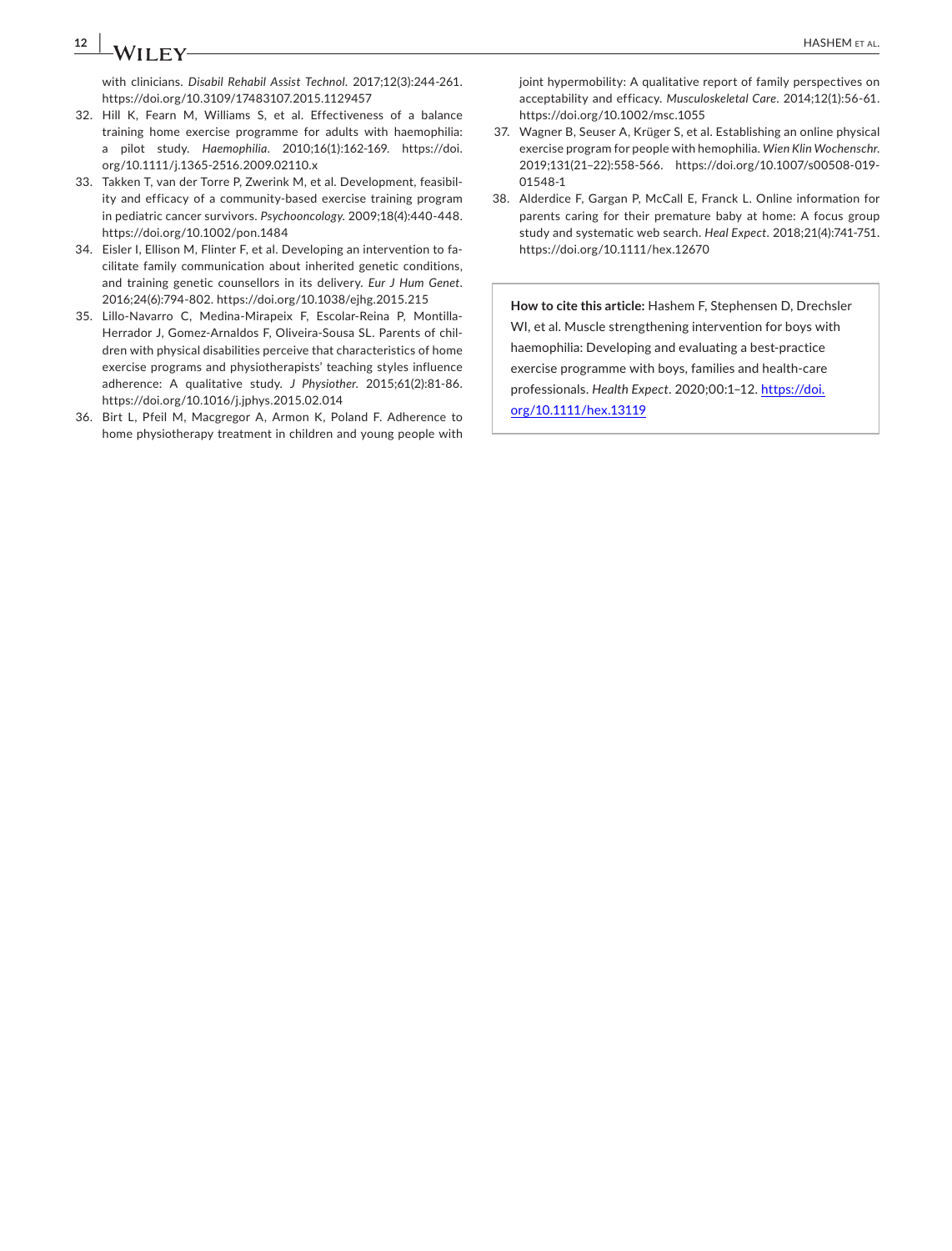with clinicians. *Disabil Rehabil Assist Technol*. 2017;12(3):244-261. https://doi.org/10.3109/17483107.2015.1129457

32. Hill K, Fearn M, Williams S, et al. Effectiveness of a balance training home exercise programme for adults with haemophilia: a pilot study. *Haemophilia*. 2010;16(1):162-169. https://doi.org/10.1111/j.1365-2516.2009.02110.x
33. Takken T, van der Torre P, Zwerink M, et al. Development, feasibility and efficacy of a community-based exercise training program in pediatric cancer survivors. *Psychooncology*. 2009;18(4):440-448. https://doi.org/10.1002/pon.1484
34. Eisler I, Ellison M, Flinter F, et al. Developing an intervention to facilitate family communication about inherited genetic conditions, and training genetic counsellors in its delivery. *Eur J Hum Genet*. 2016;24(6):794-802. https://doi.org/10.1038/ejhg.2015.215
35. Lillo-Navarro C, Medina-Mirapeix F, Escolar-Reina P, Montilla-Herrador J, Gomez-Arnaldos F, Oliveira-Sousa SL. Parents of children with physical disabilities perceive that characteristics of home exercise programs and physiotherapists' teaching styles influence adherence: A qualitative study. *J Physiother*. 2015;61(2):81-86. https://doi.org/10.1016/j.jphys.2015.02.014
36. Birt L, Pfeil M, Macgregor A, Armon K, Poland F. Adherence to home physiotherapy treatment in children and young people with joint hypermobility: A qualitative report of family perspectives on acceptability and efficacy. *Musculoskeletal Care*. 2014;12(1):56-61. https://doi.org/10.1002/msc.1055
37. Wagner B, Seuser A, Krüger S, et al. Establishing an online physical exercise program for people with hemophilia. *Wien Klin Wochenschr*. 2019;131(21–22):558-566. https://doi.org/10.1007/s00508-019-01548-1
38. Alderdice F, Gargan P, McCall E, Franck L. Online information for parents caring for their premature baby at home: A focus group study and systematic web search. *Heal Expect*. 2018;21(4):741-751. https://doi.org/10.1111/hex.12670

**How to cite this article:** Hashem F, Stephensen D, Drechsler WI, et al. Muscle strengthening intervention for boys with haemophilia: Developing and evaluating a best-practice exercise programme with boys, families and health-care professionals. *Health Expect*. 2020;00:1–12. https://doi.org/10.1111/hex.13119